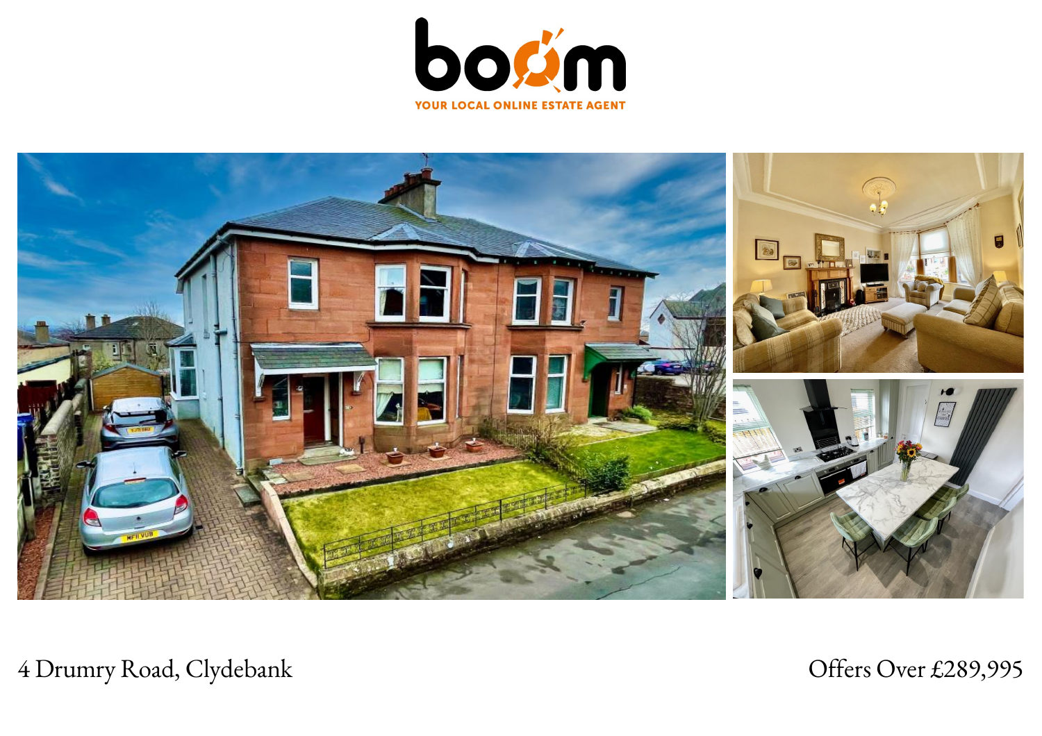boom

YOUR LOCAL ONLINE ESTATE AGENT

4 Drumry Road, Clydebank

Offers Over £289,995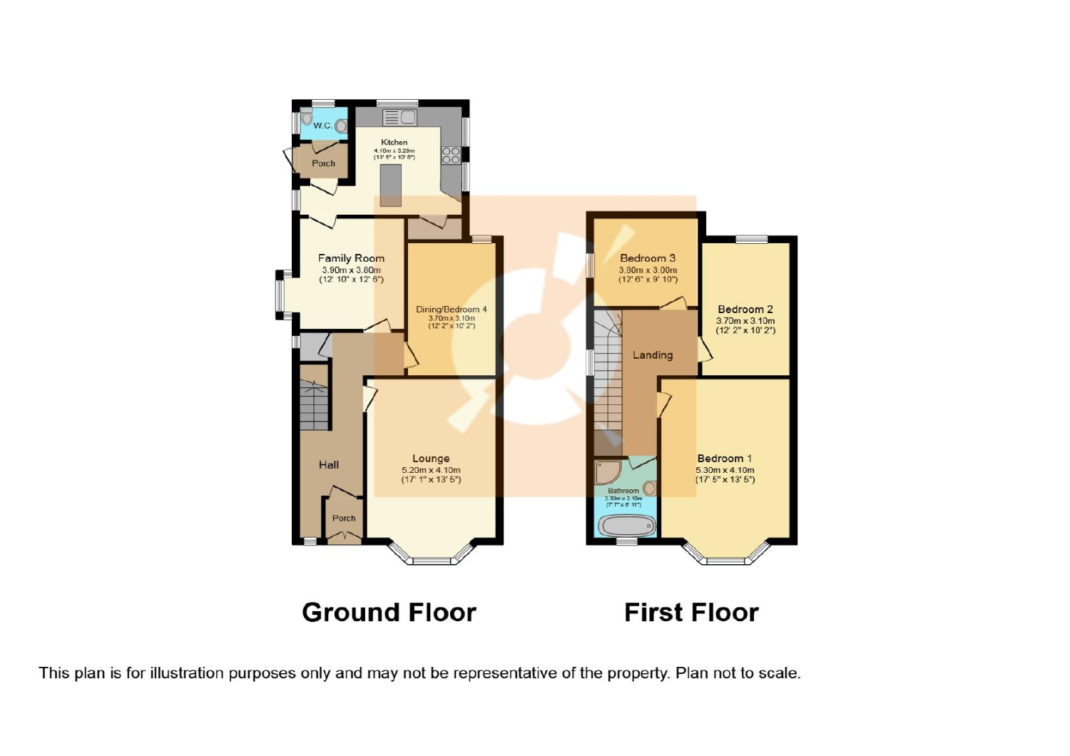## Ground Floor

W.C.

Porch

Kitchen
4.10m x 3.20m
(13' 5" x 10' 6")

Family Room
3.90m x 3.80m
(12' 10" x 12' 6")

Dining/Bedroom 4
3.70m x 3.10m
(12' 2" x 10' 2")

Hall

Lounge
5.20m x 4.10m
(17' 1" x 13' 5")

Porch

## First Floor

Bedroom 3
3.80m x 3.00m
(12' 6" x 9' 10")

Bedroom 2
3.70m x 3.10m
(12' 2" x 10' 2")

Landing

Bedroom 1
5.30m x 4.10m
(17' 5" x 13' 5")

Bathroom
2.30m x 2.10m
(7' 7" x 6' 11")

This plan is for illustration purposes only and may not be representative of the property. Plan not to scale.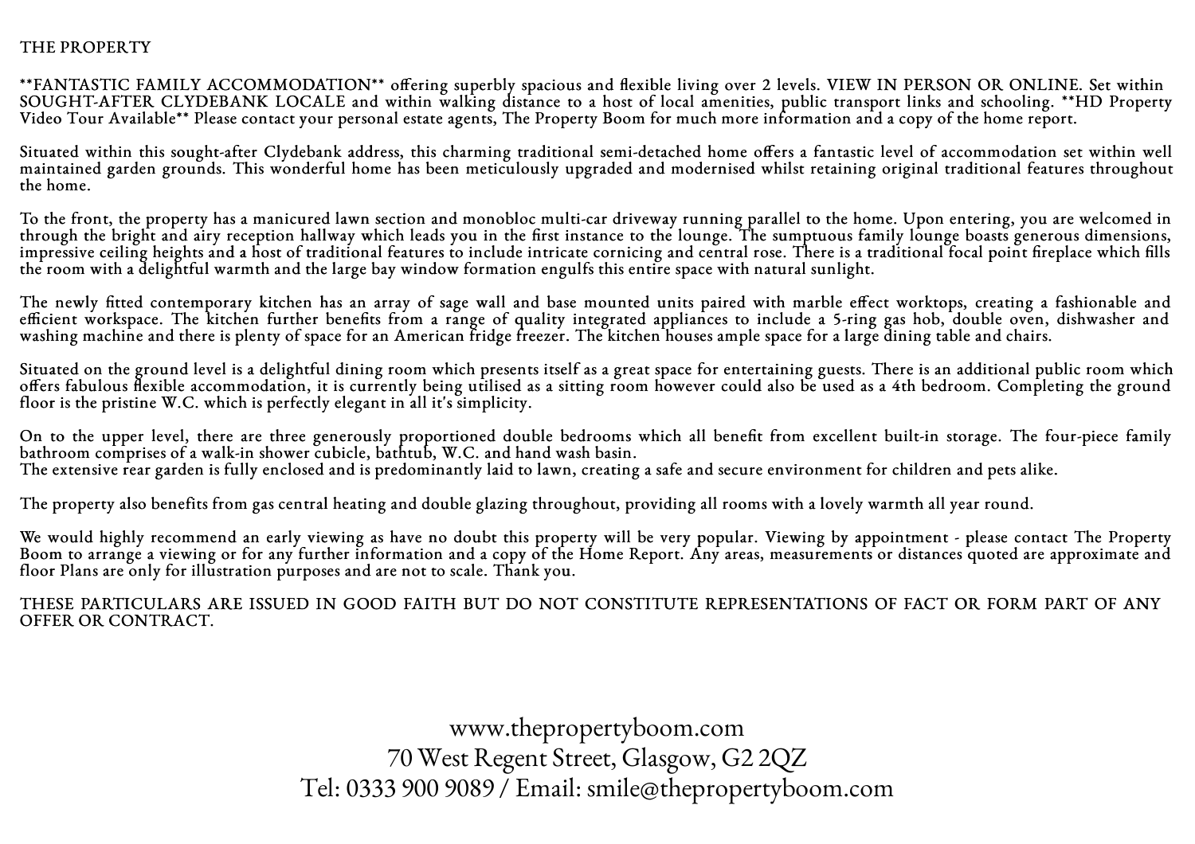# THE PROPERTY

**FANTASTIC FAMILY ACCOMMODATION** offering superbly spacious and flexible living over 2 levels. VIEW IN PERSON OR ONLINE. Set within SOUGHT-AFTER CLYDEBANK LOCALE and within walking distance to a host of local amenities, public transport links and schooling. **HD Property Video Tour Available** Please contact your personal estate agents, The Property Boom for much more information and a copy of the home report.

Situated within this sought-after Clydebank address, this charming traditional semi-detached home offers a fantastic level of accommodation set within well maintained garden grounds. This wonderful home has been meticulously upgraded and modernised whilst retaining original traditional features throughout the home.

To the front, the property has a manicured lawn section and monobloc multi-car driveway running parallel to the home. Upon entering, you are welcomed in through the bright and airy reception hallway which leads you in the first instance to the lounge. The sumptuous family lounge boasts generous dimensions, impressive ceiling heights and a host of traditional features to include intricate cornicing and central rose. There is a traditional focal point fireplace which fills the room with a delightful warmth and the large bay window formation engulfs this entire space with natural sunlight.

The newly fitted contemporary kitchen has an array of sage wall and base mounted units paired with marble effect worktops, creating a fashionable and efficient workspace. The kitchen further benefits from a range of quality integrated appliances to include a 5-ring gas hob, double oven, dishwasher and washing machine and there is plenty of space for an American fridge freezer. The kitchen houses ample space for a large dining table and chairs.

Situated on the ground level is a delightful dining room which presents itself as a great space for entertaining guests. There is an additional public room which offers fabulous flexible accommodation, it is currently being utilised as a sitting room however could also be used as a 4th bedroom. Completing the ground floor is the pristine W.C. which is perfectly elegant in all it's simplicity.

On to the upper level, there are three generously proportioned double bedrooms which all benefit from excellent built-in storage. The four-piece family bathroom comprises of a walk-in shower cubicle, bathtub, W.C. and hand wash basin.
The extensive rear garden is fully enclosed and is predominantly laid to lawn, creating a safe and secure environment for children and pets alike.

The property also benefits from gas central heating and double glazing throughout, providing all rooms with a lovely warmth all year round.

We would highly recommend an early viewing as have no doubt this property will be very popular. Viewing by appointment - please contact The Property Boom to arrange a viewing or for any further information and a copy of the Home Report. Any areas, measurements or distances quoted are approximate and floor Plans are only for illustration purposes and are not to scale. Thank you.

THESE PARTICULARS ARE ISSUED IN GOOD FAITH BUT DO NOT CONSTITUTE REPRESENTATIONS OF FACT OR FORM PART OF ANY OFFER OR CONTRACT.

www.thepropertyboom.com
70 West Regent Street, Glasgow, G2 2QZ
Tel: 0333 900 9089 / Email: smile@thepropertyboom.com